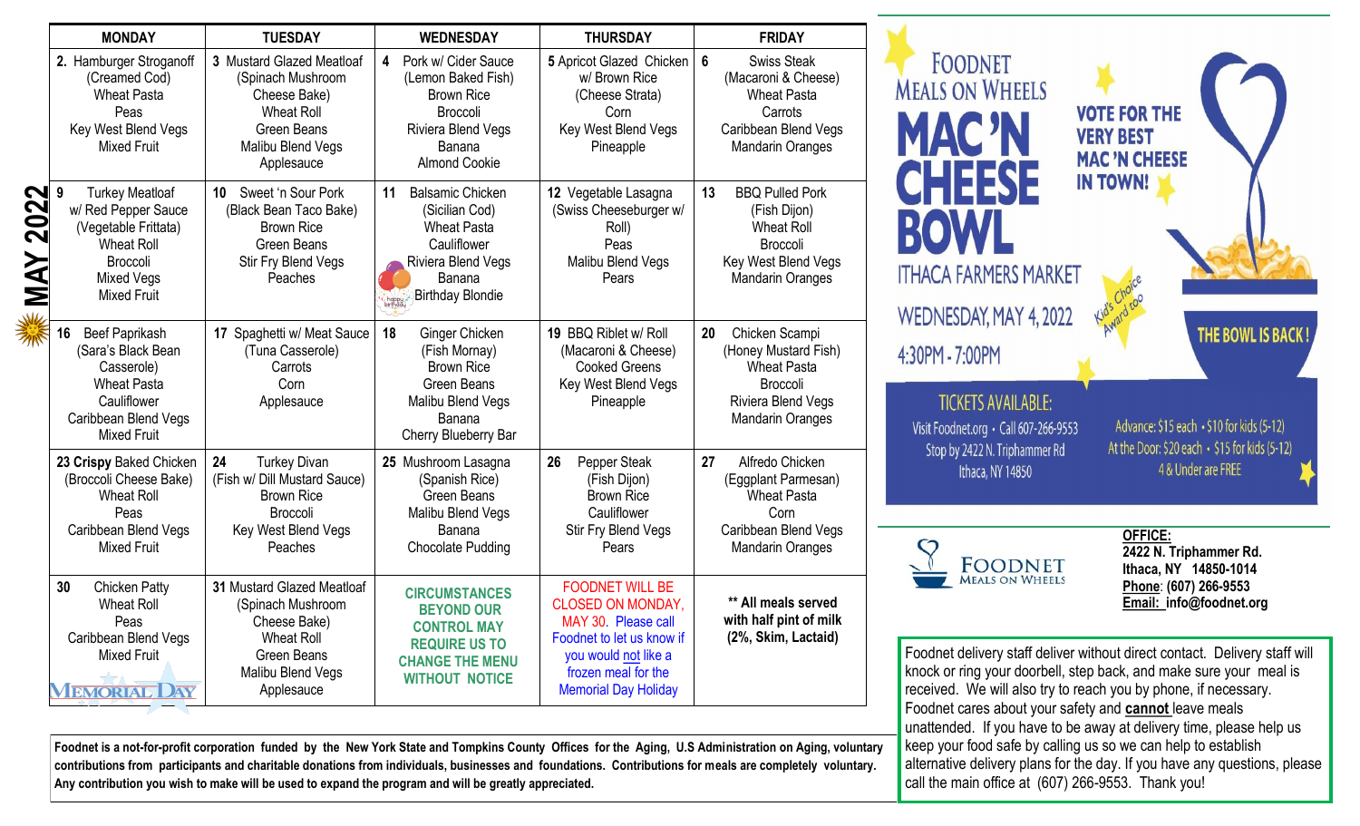# MAY 2022

| MONDAY | TUESDAY | WEDNESDAY | THURSDAY | FRIDAY |
|---|---|---|---|---|
| 2. Hamburger Stroganoff (Creamed Cod) Wheat Pasta Peas Key West Blend Vegs Mixed Fruit | 3 Mustard Glazed Meatloaf (Spinach Mushroom Cheese Bake) Wheat Roll Green Beans Malibu Blend Vegs Applesauce | 4 Pork w/ Cider Sauce (Lemon Baked Fish) Brown Rice Broccoli Riviera Blend Vegs Banana Almond Cookie | 5 Apricot Glazed Chicken w/ Brown Rice (Cheese Strata) Corn Key West Blend Vegs Pineapple | 6 Swiss Steak (Macaroni & Cheese) Wheat Pasta Carrots Caribbean Blend Vegs Mandarin Oranges |
| 9 Turkey Meatloaf w/ Red Pepper Sauce (Vegetable Frittata) Wheat Roll Broccoli Mixed Vegs Mixed Fruit | 10 Sweet 'n Sour Pork (Black Bean Taco Bake) Brown Rice Green Beans Stir Fry Blend Vegs Peaches | 11 Balsamic Chicken (Sicilian Cod) Wheat Pasta Cauliflower Riviera Blend Vegs Banana Birthday Blondie | 12 Vegetable Lasagna (Swiss Cheeseburger w/ Roll) Peas Malibu Blend Vegs Pears | 13 BBQ Pulled Pork (Fish Dijon) Wheat Roll Broccoli Key West Blend Vegs Mandarin Oranges |
| 16 Beef Paprikash (Sara's Black Bean Casserole) Wheat Pasta Cauliflower Caribbean Blend Vegs Mixed Fruit | 17 Spaghetti w/ Meat Sauce (Tuna Casserole) Carrots Corn Applesauce | 18 Ginger Chicken (Fish Mornay) Brown Rice Green Beans Malibu Blend Vegs Banana Cherry Blueberry Bar | 19 BBQ Riblet w/ Roll (Macaroni & Cheese) Cooked Greens Key West Blend Vegs Pineapple | 20 Chicken Scampi (Honey Mustard Fish) Wheat Pasta Broccoli Riviera Blend Vegs Mandarin Oranges |
| 23 Crispy Baked Chicken (Broccoli Cheese Bake) Wheat Roll Peas Caribbean Blend Vegs Mixed Fruit | 24 Turkey Divan (Fish w/ Dill Mustard Sauce) Brown Rice Broccoli Key West Blend Vegs Peaches | 25 Mushroom Lasagna (Spanish Rice) Green Beans Malibu Blend Vegs Banana Chocolate Pudding | 26 Pepper Steak (Fish Dijon) Brown Rice Cauliflower Stir Fry Blend Vegs Pears | 27 Alfredo Chicken (Eggplant Parmesan) Wheat Pasta Corn Caribbean Blend Vegs Mandarin Oranges |
| 30 Chicken Patty Wheat Roll Peas Caribbean Blend Vegs Mixed Fruit MEMORIAL DAY | 31 Mustard Glazed Meatloaf (Spinach Mushroom Cheese Bake) Wheat Roll Green Beans Malibu Blend Vegs Applesauce | **CIRCUMSTANCES BEYOND OUR CONTROL MAY REQUIRE US TO CHANGE THE MENU WITHOUT NOTICE** | FOODNET WILL BE CLOSED ON MONDAY, MAY 30. Please call Foodnet to let us know if you would not like a frozen meal for the Memorial Day Holiday | **\*\* All meals served with half pint of milk (2%, Skim, Lactaid)** |

**Foodnet is a not-for-profit corporation funded by the New York State and Tompkins County Offices for the Aging, U.S Administration on Aging, voluntary contributions from participants and charitable donations from individuals, businesses and foundations. Contributions for meals are completely voluntary. Any contribution you wish to make will be used to expand the program and will be greatly appreciated.**

## FOODNET MEALS ON WHEELS MAC 'N CHEESE BOWL

VOTE FOR THE VERY BEST MAC 'N CHEESE IN TOWN!

ITHACA FARMERS MARKET

WEDNESDAY, MAY 4, 2022

4:30PM - 7:00PM

Kid's Choice Award too

THE BOWL IS BACK!

TICKETS AVAILABLE:

Visit Foodnet.org • Call 607-266-9553

Stop by 2422 N. Triphammer Rd Ithaca, NY 14850

Advance: $15 each • $10 for kids (5-12)

At the Door: $20 each • $15 for kids (5-12)

4 & Under are FREE

FOODNET MEALS ON WHEELS

**OFFICE:**
**2422 N. Triphammer Rd.**
**Ithaca, NY 14850-1014**
**Phone: (607) 266-9553**
**Email: info@foodnet.org**

Foodnet delivery staff deliver without direct contact. Delivery staff will knock or ring your doorbell, step back, and make sure your meal is received. We will also try to reach you by phone, if necessary. Foodnet cares about your safety and **cannot** leave meals unattended. If you have to be away at delivery time, please help us keep your food safe by calling us so we can help to establish alternative delivery plans for the day. If you have any questions, please call the main office at (607) 266-9553. Thank you!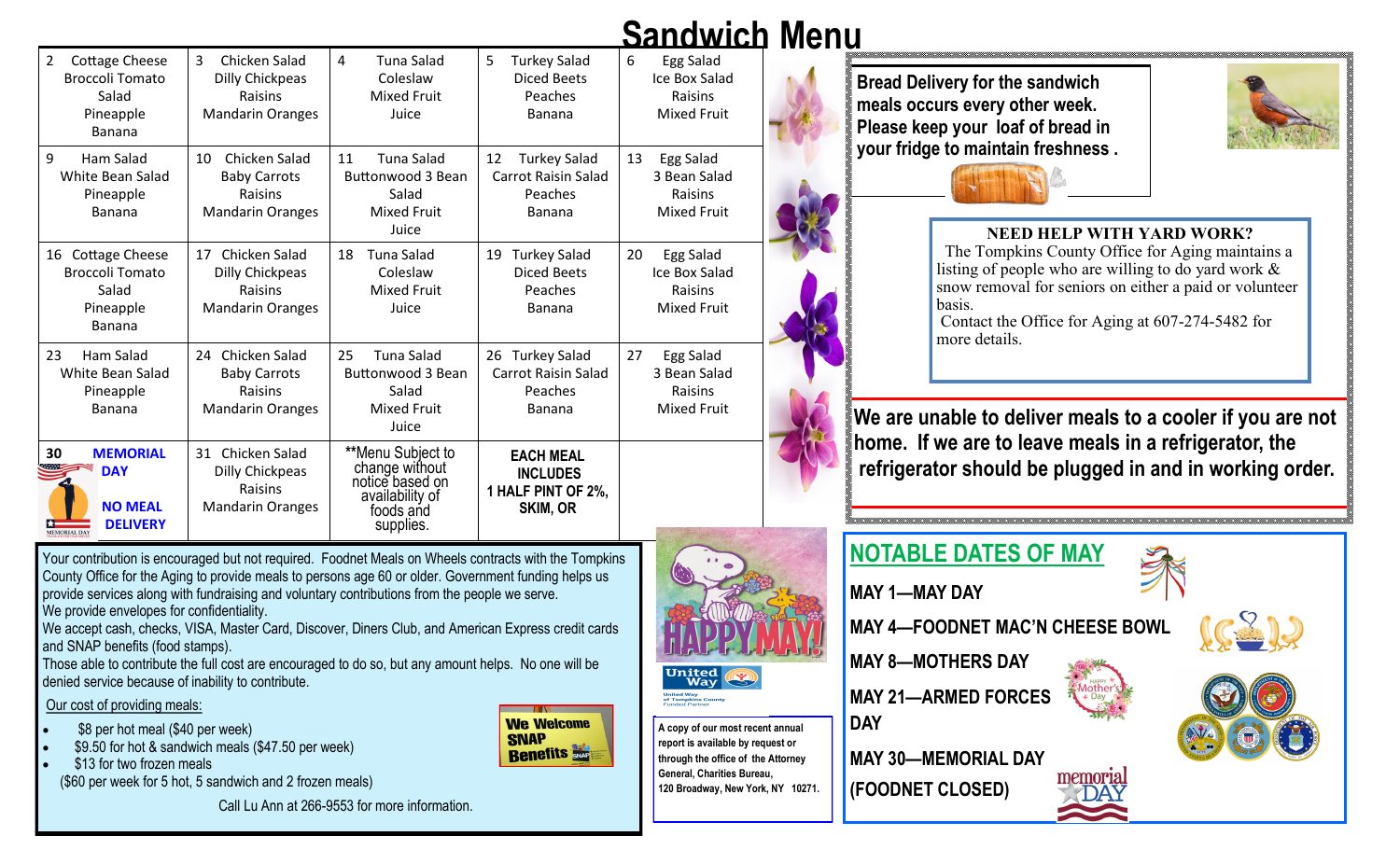# Sandwich Menu

| | | | | |
|---|---|---|---|---|
| 2 Cottage Cheese<br>Broccoli Tomato Salad<br>Pineapple<br>Banana | 3 Chicken Salad<br>Dilly Chickpeas<br>Raisins<br>Mandarin Oranges | 4 Tuna Salad<br>Coleslaw<br>Mixed Fruit<br>Juice | 5 Turkey Salad<br>Diced Beets<br>Peaches<br>Banana | 6 Egg Salad<br>Ice Box Salad<br>Raisins<br>Mixed Fruit |
| 9 Ham Salad<br>White Bean Salad<br>Pineapple<br>Banana | 10 Chicken Salad<br>Baby Carrots<br>Raisins<br>Mandarin Oranges | 11 Tuna Salad<br>Buttonwood 3 Bean Salad<br>Mixed Fruit<br>Juice | 12 Turkey Salad<br>Carrot Raisin Salad<br>Peaches<br>Banana | 13 Egg Salad<br>3 Bean Salad<br>Raisins<br>Mixed Fruit |
| 16 Cottage Cheese<br>Broccoli Tomato Salad<br>Pineapple<br>Banana | 17 Chicken Salad<br>Dilly Chickpeas<br>Raisins<br>Mandarin Oranges | 18 Tuna Salad<br>Coleslaw<br>Mixed Fruit<br>Juice | 19 Turkey Salad<br>Diced Beets<br>Peaches<br>Banana | 20 Egg Salad<br>Ice Box Salad<br>Raisins<br>Mixed Fruit |
| 23 Ham Salad<br>White Bean Salad<br>Pineapple<br>Banana | 24 Chicken Salad<br>Baby Carrots<br>Raisins<br>Mandarin Oranges | 25 Tuna Salad<br>Buttonwood 3 Bean Salad<br>Mixed Fruit<br>Juice | 26 Turkey Salad<br>Carrot Raisin Salad<br>Peaches<br>Banana | 27 Egg Salad<br>3 Bean Salad<br>Raisins<br>Mixed Fruit |
| 30 **MEMORIAL DAY**<br>**NO MEAL DELIVERY** | 31 Chicken Salad<br>Dilly Chickpeas<br>Raisins<br>Mandarin Oranges | **Menu Subject to change without notice based on availability of foods and supplies. | **EACH MEAL INCLUDES 1 HALF PINT OF 2%, SKIM, OR** | |

**Bread Delivery for the sandwich meals occurs every other week. Please keep your loaf of bread in your fridge to maintain freshness .**

**NEED HELP WITH YARD WORK?**

The Tompkins County Office for Aging maintains a listing of people who are willing to do yard work & snow removal for seniors on either a paid or volunteer basis.

Contact the Office for Aging at 607-274-5482 for more details.

**We are unable to deliver meals to a cooler if you are not home. If we are to leave meals in a refrigerator, the refrigerator should be plugged in and in working order.**

Your contribution is encouraged but not required. Foodnet Meals on Wheels contracts with the Tompkins County Office for the Aging to provide meals to persons age 60 or older. Government funding helps us provide services along with fundraising and voluntary contributions from the people we serve.

We provide envelopes for confidentiality.

We accept cash, checks, VISA, Master Card, Discover, Diners Club, and American Express credit cards and SNAP benefits (food stamps).

Those able to contribute the full cost are encouraged to do so, but any amount helps. No one will be denied service because of inability to contribute.

Our cost of providing meals:

- $8 per hot meal ($40 per week)
- $9.50 for hot & sandwich meals ($47.50 per week)
- $13 for two frozen meals

($60 per week for 5 hot, 5 sandwich and 2 frozen meals)

Call Lu Ann at 266-9553 for more information.

**We Welcome SNAP Benefits**

HAPPY MAY!

United Way of Tompkins County Funded Partner

A copy of our most recent annual report is available by request or through the office of the Attorney General, Charities Bureau, 120 Broadway, New York, NY 10271.

## NOTABLE DATES OF MAY

**MAY 1—MAY DAY**

**MAY 4—FOODNET MAC'N CHEESE BOWL**

**MAY 8—MOTHERS DAY**

**MAY 21—ARMED FORCES DAY**

**MAY 30—MEMORIAL DAY (FOODNET CLOSED)**